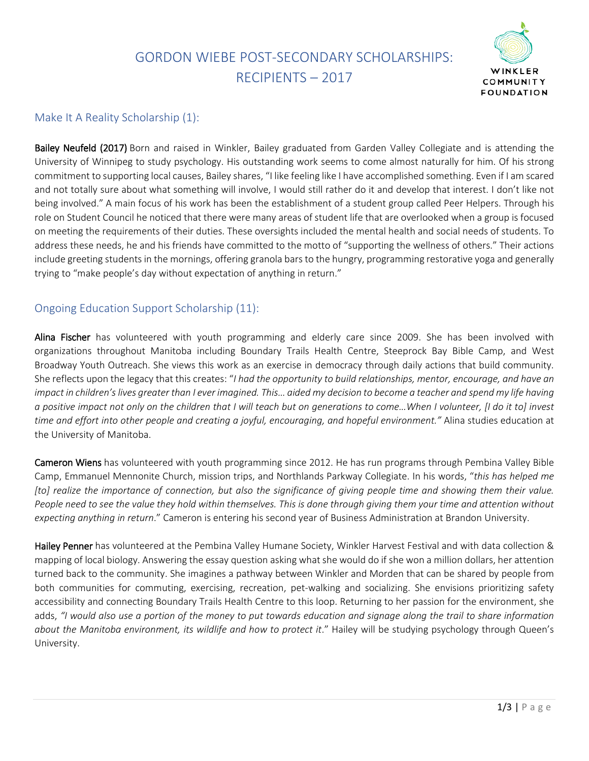# GORDON WIEBE POST-SECONDARY SCHOLARSHIPS: RECIPIENTS – 2017

WINKLER COMMUNITY FOUNDATION

## Make It A Reality Scholarship (1):

**Bailey Neufeld (2017)** Born and raised in Winkler, Bailey graduated from Garden Valley Collegiate and is attending the University of Winnipeg to study psychology. His outstanding work seems to come almost naturally for him. Of his strong commitment to supporting local causes, Bailey shares, "I like feeling like I have accomplished something. Even if I am scared and not totally sure about what something will involve, I would still rather do it and develop that interest. I don't like not being involved." A main focus of his work has been the establishment of a student group called Peer Helpers. Through his role on Student Council he noticed that there were many areas of student life that are overlooked when a group is focused on meeting the requirements of their duties. These oversights included the mental health and social needs of students. To address these needs, he and his friends have committed to the motto of "supporting the wellness of others." Their actions include greeting students in the mornings, offering granola bars to the hungry, programming restorative yoga and generally trying to "make people's day without expectation of anything in return."

## Ongoing Education Support Scholarship (11):

**Alina Fischer** has volunteered with youth programming and elderly care since 2009. She has been involved with organizations throughout Manitoba including Boundary Trails Health Centre, Steeprock Bay Bible Camp, and West Broadway Youth Outreach. She views this work as an exercise in democracy through daily actions that build community. She reflects upon the legacy that this creates: "*I had the opportunity to build relationships, mentor, encourage, and have an impact in children's lives greater than I ever imagined. This… aided my decision to become a teacher and spend my life having a positive impact not only on the children that I will teach but on generations to come…When I volunteer, [I do it to] invest time and effort into other people and creating a joyful, encouraging, and hopeful environment."* Alina studies education at the University of Manitoba.

**Cameron Wiens** has volunteered with youth programming since 2012. He has run programs through Pembina Valley Bible Camp, Emmanuel Mennonite Church, mission trips, and Northlands Parkway Collegiate. In his words, "*this has helped me [to] realize the importance of connection, but also the significance of giving people time and showing them their value. People need to see the value they hold within themselves. This is done through giving them your time and attention without expecting anything in return*." Cameron is entering his second year of Business Administration at Brandon University.

**Hailey Penner** has volunteered at the Pembina Valley Humane Society, Winkler Harvest Festival and with data collection & mapping of local biology. Answering the essay question asking what she would do if she won a million dollars, her attention turned back to the community. She imagines a pathway between Winkler and Morden that can be shared by people from both communities for commuting, exercising, recreation, pet-walking and socializing. She envisions prioritizing safety accessibility and connecting Boundary Trails Health Centre to this loop. Returning to her passion for the environment, she adds, *"I would also use a portion of the money to put towards education and signage along the trail to share information about the Manitoba environment, its wildlife and how to protect it*." Hailey will be studying psychology through Queen's University.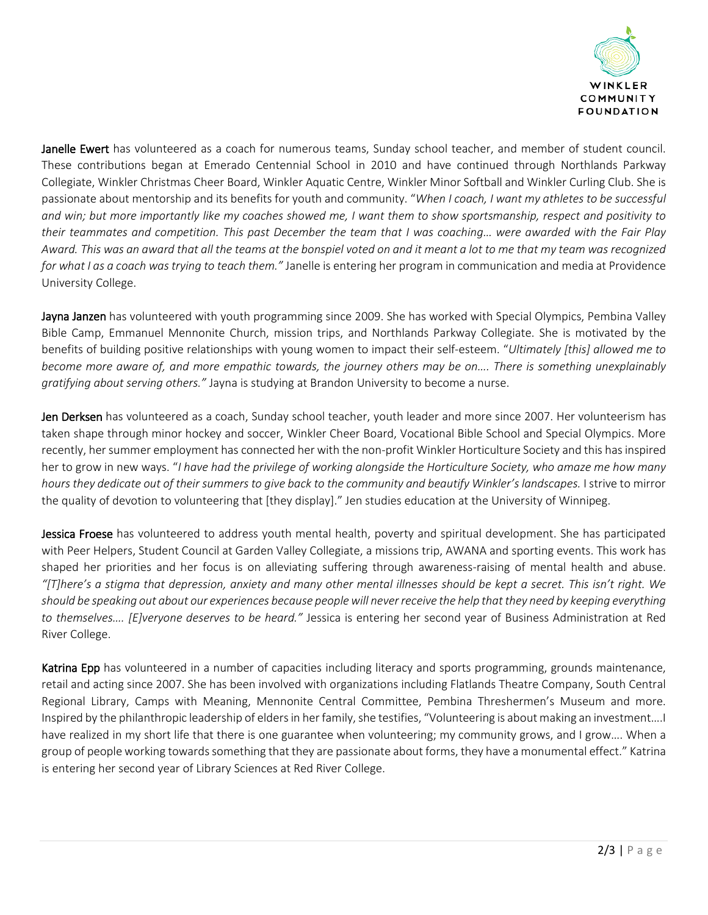**Janelle Ewert** has volunteered as a coach for numerous teams, Sunday school teacher, and member of student council. These contributions began at Emerado Centennial School in 2010 and have continued through Northlands Parkway Collegiate, Winkler Christmas Cheer Board, Winkler Aquatic Centre, Winkler Minor Softball and Winkler Curling Club. She is passionate about mentorship and its benefits for youth and community. "*When I coach, I want my athletes to be successful and win; but more importantly like my coaches showed me, I want them to show sportsmanship, respect and positivity to their teammates and competition. This past December the team that I was coaching… were awarded with the Fair Play Award. This was an award that all the teams at the bonspiel voted on and it meant a lot to me that my team was recognized for what I as a coach was trying to teach them."* Janelle is entering her program in communication and media at Providence University College.

**Jayna Janzen** has volunteered with youth programming since 2009. She has worked with Special Olympics, Pembina Valley Bible Camp, Emmanuel Mennonite Church, mission trips, and Northlands Parkway Collegiate. She is motivated by the benefits of building positive relationships with young women to impact their self-esteem. "*Ultimately [this] allowed me to become more aware of, and more empathic towards, the journey others may be on…. There is something unexplainably gratifying about serving others."* Jayna is studying at Brandon University to become a nurse.

**Jen Derksen** has volunteered as a coach, Sunday school teacher, youth leader and more since 2007. Her volunteerism has taken shape through minor hockey and soccer, Winkler Cheer Board, Vocational Bible School and Special Olympics. More recently, her summer employment has connected her with the non-profit Winkler Horticulture Society and this has inspired her to grow in new ways. "*I have had the privilege of working alongside the Horticulture Society, who amaze me how many hours they dedicate out of their summers to give back to the community and beautify Winkler's landscapes.* I strive to mirror the quality of devotion to volunteering that [they display]." Jen studies education at the University of Winnipeg.

**Jessica Froese** has volunteered to address youth mental health, poverty and spiritual development. She has participated with Peer Helpers, Student Council at Garden Valley Collegiate, a missions trip, AWANA and sporting events. This work has shaped her priorities and her focus is on alleviating suffering through awareness-raising of mental health and abuse. *"[T]here's a stigma that depression, anxiety and many other mental illnesses should be kept a secret. This isn't right. We should be speaking out about our experiences because people will never receive the help that they need by keeping everything to themselves…. [E]veryone deserves to be heard."* Jessica is entering her second year of Business Administration at Red River College.

**Katrina Epp** has volunteered in a number of capacities including literacy and sports programming, grounds maintenance, retail and acting since 2007. She has been involved with organizations including Flatlands Theatre Company, South Central Regional Library, Camps with Meaning, Mennonite Central Committee, Pembina Threshermen's Museum and more. Inspired by the philanthropic leadership of elders in her family, she testifies, "Volunteering is about making an investment….I have realized in my short life that there is one guarantee when volunteering; my community grows, and I grow…. When a group of people working towards something that they are passionate about forms, they have a monumental effect." Katrina is entering her second year of Library Sciences at Red River College.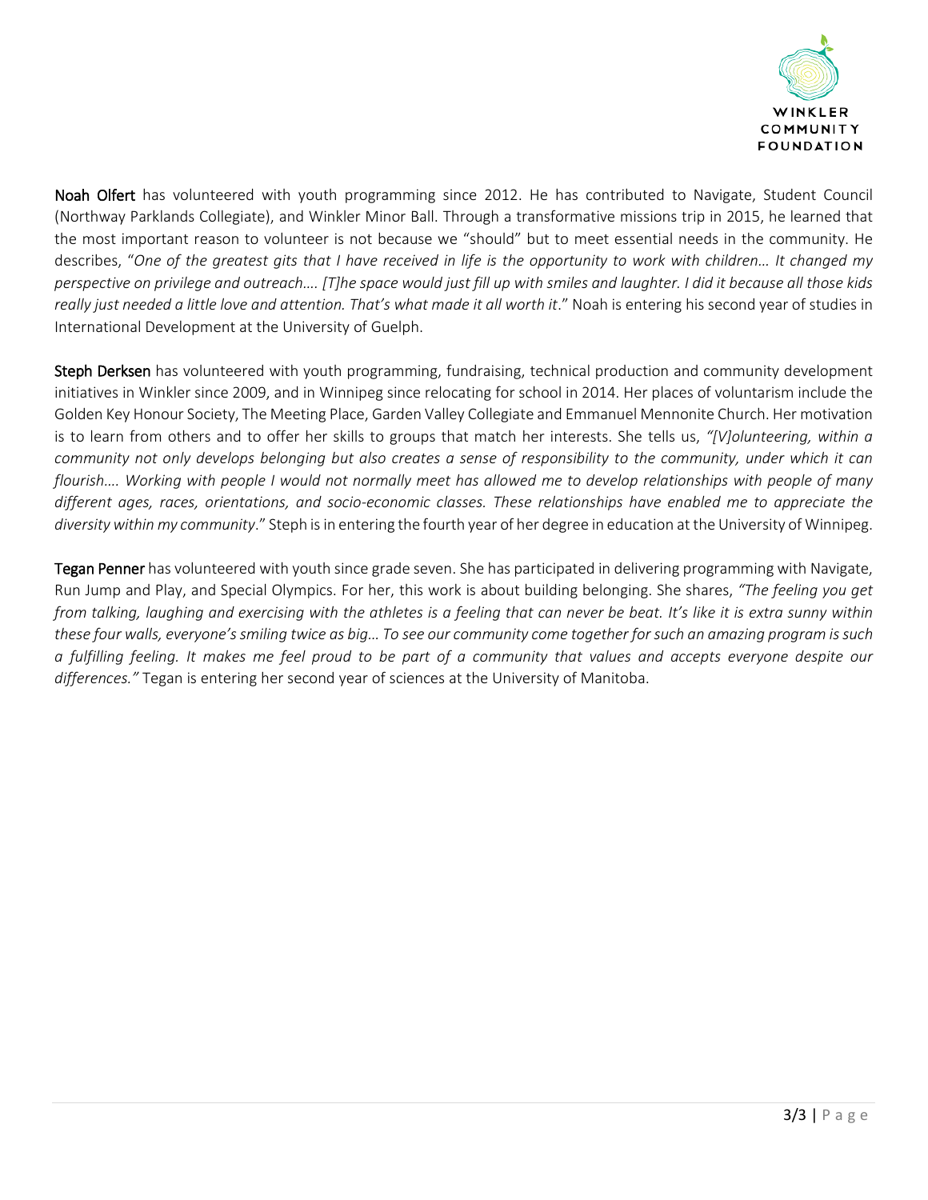**Noah Olfert** has volunteered with youth programming since 2012. He has contributed to Navigate, Student Council (Northway Parklands Collegiate), and Winkler Minor Ball. Through a transformative missions trip in 2015, he learned that the most important reason to volunteer is not because we "should" but to meet essential needs in the community. He describes, "*One of the greatest gits that I have received in life is the opportunity to work with children… It changed my perspective on privilege and outreach…. [T]he space would just fill up with smiles and laughter. I did it because all those kids really just needed a little love and attention. That's what made it all worth it*." Noah is entering his second year of studies in International Development at the University of Guelph.

**Steph Derksen** has volunteered with youth programming, fundraising, technical production and community development initiatives in Winkler since 2009, and in Winnipeg since relocating for school in 2014. Her places of voluntarism include the Golden Key Honour Society, The Meeting Place, Garden Valley Collegiate and Emmanuel Mennonite Church. Her motivation is to learn from others and to offer her skills to groups that match her interests. She tells us, *"[V]olunteering, within a community not only develops belonging but also creates a sense of responsibility to the community, under which it can flourish…. Working with people I would not normally meet has allowed me to develop relationships with people of many different ages, races, orientations, and socio-economic classes. These relationships have enabled me to appreciate the diversity within my community*." Steph is in entering the fourth year of her degree in education at the University of Winnipeg.

**Tegan Penner** has volunteered with youth since grade seven. She has participated in delivering programming with Navigate, Run Jump and Play, and Special Olympics. For her, this work is about building belonging. She shares, *"The feeling you get from talking, laughing and exercising with the athletes is a feeling that can never be beat. It's like it is extra sunny within these four walls, everyone's smiling twice as big… To see our community come together for such an amazing program is such a fulfilling feeling. It makes me feel proud to be part of a community that values and accepts everyone despite our differences."* Tegan is entering her second year of sciences at the University of Manitoba.